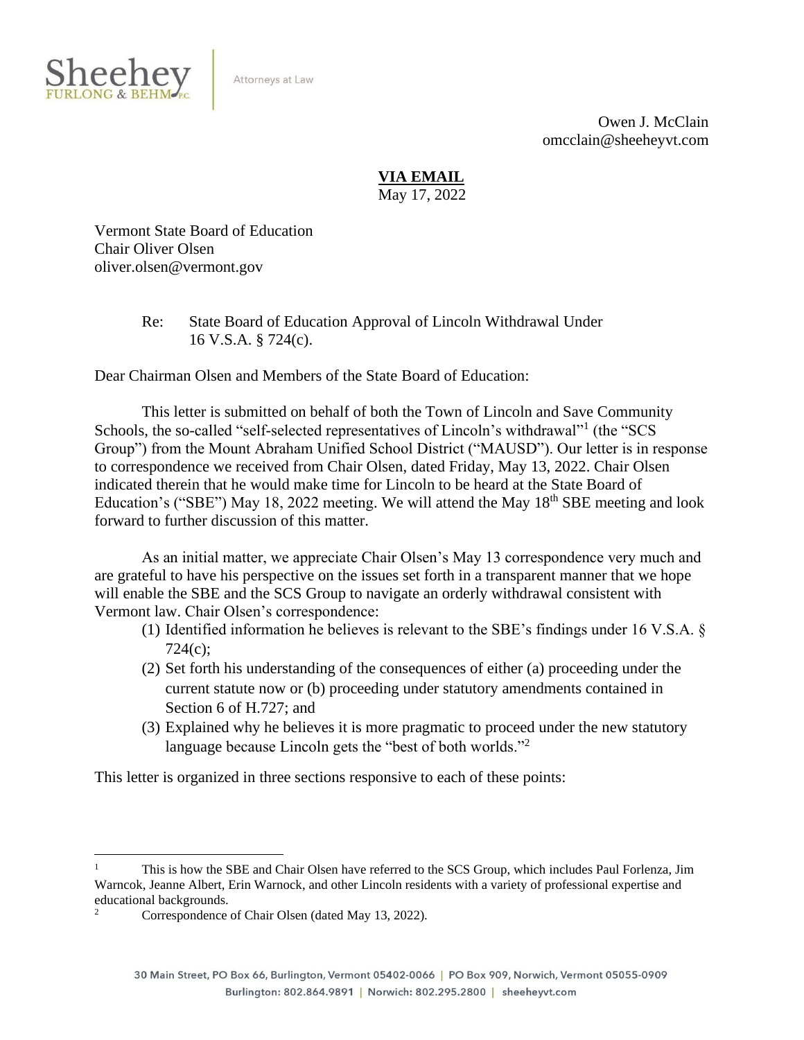Sheehey FURLONG & BEHM P.C. | Attorneys at Law

Owen J. McClain
omcclain@sheeheyvt.com

**VIA EMAIL**
May 17, 2022

Vermont State Board of Education
Chair Oliver Olsen
oliver.olsen@vermont.gov

Re: State Board of Education Approval of Lincoln Withdrawal Under 16 V.S.A. § 724(c).

Dear Chairman Olsen and Members of the State Board of Education:

This letter is submitted on behalf of both the Town of Lincoln and Save Community Schools, the so-called "self-selected representatives of Lincoln's withdrawal"[1] (the "SCS Group") from the Mount Abraham Unified School District ("MAUSD"). Our letter is in response to correspondence we received from Chair Olsen, dated Friday, May 13, 2022. Chair Olsen indicated therein that he would make time for Lincoln to be heard at the State Board of Education's ("SBE") May 18, 2022 meeting. We will attend the May 18th SBE meeting and look forward to further discussion of this matter.

As an initial matter, we appreciate Chair Olsen's May 13 correspondence very much and are grateful to have his perspective on the issues set forth in a transparent manner that we hope will enable the SBE and the SCS Group to navigate an orderly withdrawal consistent with Vermont law. Chair Olsen's correspondence:

(1) Identified information he believes is relevant to the SBE's findings under 16 V.S.A. § 724(c);
(2) Set forth his understanding of the consequences of either (a) proceeding under the current statute now or (b) proceeding under statutory amendments contained in Section 6 of H.727; and
(3) Explained why he believes it is more pragmatic to proceed under the new statutory language because Lincoln gets the "best of both worlds."[2]

This letter is organized in three sections responsive to each of these points:

---

[1] This is how the SBE and Chair Olsen have referred to the SCS Group, which includes Paul Forlenza, Jim Warncok, Jeanne Albert, Erin Warnock, and other Lincoln residents with a variety of professional expertise and educational backgrounds.

[2] Correspondence of Chair Olsen (dated May 13, 2022).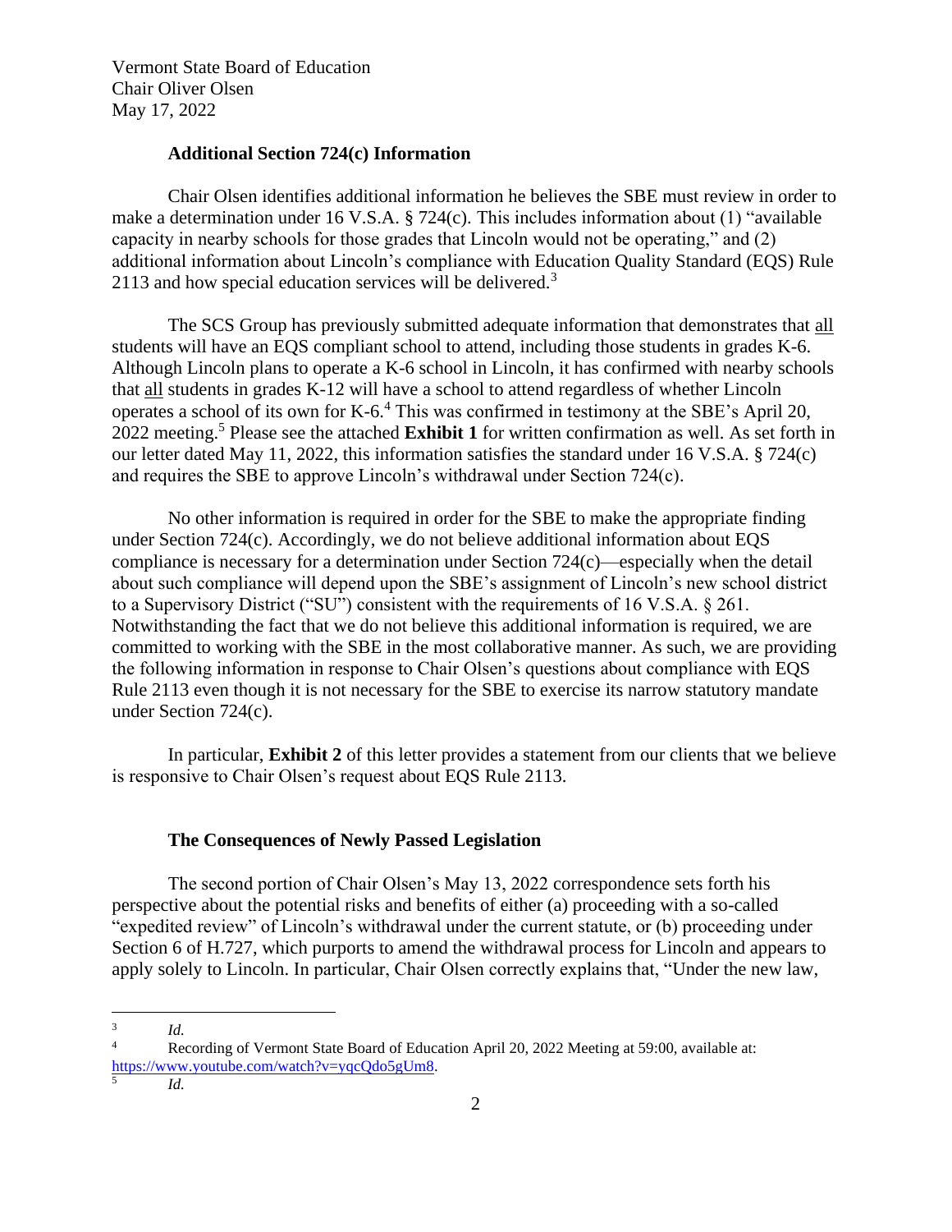Vermont State Board of Education
Chair Oliver Olsen
May 17, 2022

### Additional Section 724(c) Information

Chair Olsen identifies additional information he believes the SBE must review in order to make a determination under 16 V.S.A. § 724(c). This includes information about (1) "available capacity in nearby schools for those grades that Lincoln would not be operating," and (2) additional information about Lincoln's compliance with Education Quality Standard (EQS) Rule 2113 and how special education services will be delivered.[3]

The SCS Group has previously submitted adequate information that demonstrates that all students will have an EQS compliant school to attend, including those students in grades K-6. Although Lincoln plans to operate a K-6 school in Lincoln, it has confirmed with nearby schools that all students in grades K-12 will have a school to attend regardless of whether Lincoln operates a school of its own for K-6.[4] This was confirmed in testimony at the SBE's April 20, 2022 meeting.[5] Please see the attached **Exhibit 1** for written confirmation as well. As set forth in our letter dated May 11, 2022, this information satisfies the standard under 16 V.S.A. § 724(c) and requires the SBE to approve Lincoln's withdrawal under Section 724(c).

No other information is required in order for the SBE to make the appropriate finding under Section 724(c). Accordingly, we do not believe additional information about EQS compliance is necessary for a determination under Section 724(c)—especially when the detail about such compliance will depend upon the SBE's assignment of Lincoln's new school district to a Supervisory District ("SU") consistent with the requirements of 16 V.S.A. § 261. Notwithstanding the fact that we do not believe this additional information is required, we are committed to working with the SBE in the most collaborative manner. As such, we are providing the following information in response to Chair Olsen's questions about compliance with EQS Rule 2113 even though it is not necessary for the SBE to exercise its narrow statutory mandate under Section 724(c).

In particular, **Exhibit 2** of this letter provides a statement from our clients that we believe is responsive to Chair Olsen's request about EQS Rule 2113.

### The Consequences of Newly Passed Legislation

The second portion of Chair Olsen's May 13, 2022 correspondence sets forth his perspective about the potential risks and benefits of either (a) proceeding with a so-called "expedited review" of Lincoln's withdrawal under the current statute, or (b) proceeding under Section 6 of H.727, which purports to amend the withdrawal process for Lincoln and appears to apply solely to Lincoln. In particular, Chair Olsen correctly explains that, "Under the new law,

---

[3] *Id.*

[4] Recording of Vermont State Board of Education April 20, 2022 Meeting at 59:00, available at: https://www.youtube.com/watch?v=yqcQdo5gUm8.

[5] *Id.*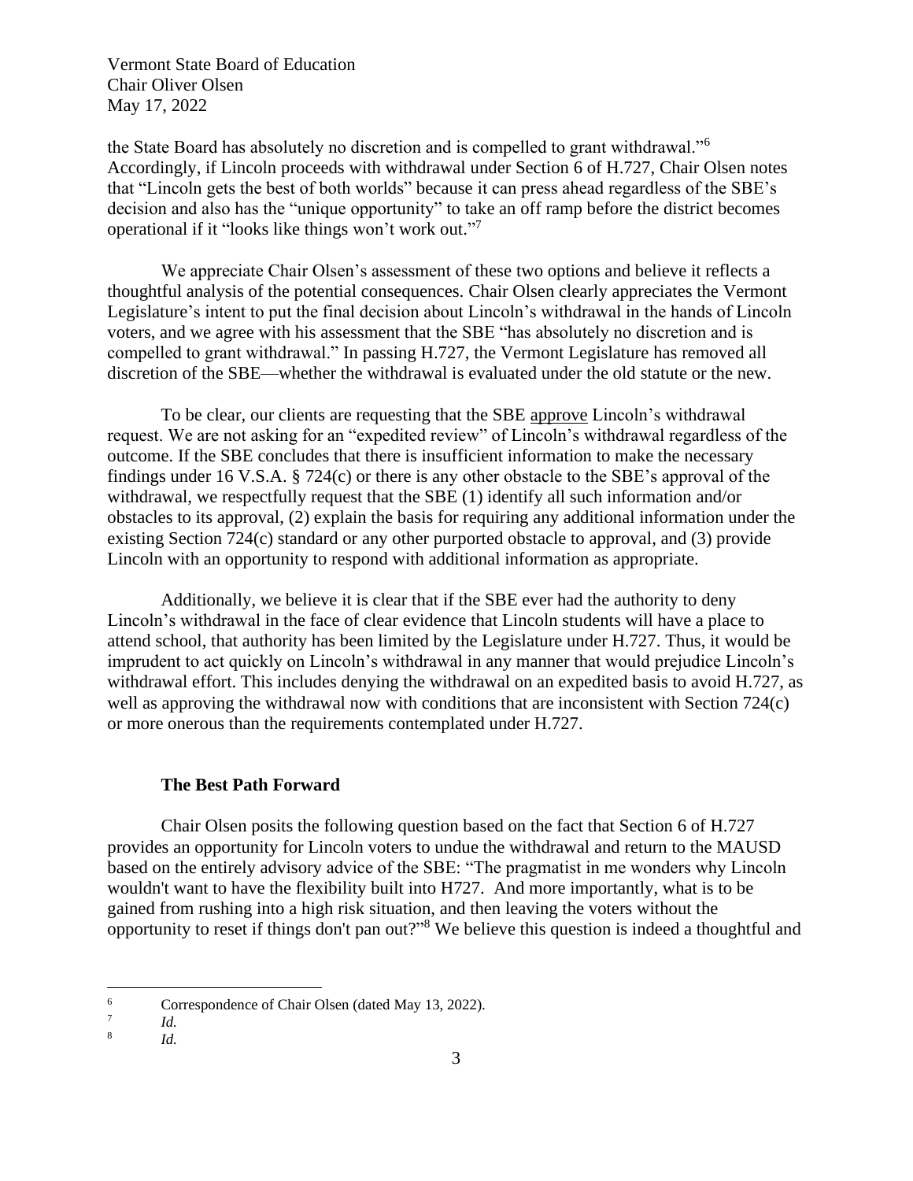the State Board has absolutely no discretion and is compelled to grant withdrawal."[6] Accordingly, if Lincoln proceeds with withdrawal under Section 6 of H.727, Chair Olsen notes that "Lincoln gets the best of both worlds" because it can press ahead regardless of the SBE's decision and also has the "unique opportunity" to take an off ramp before the district becomes operational if it "looks like things won't work out."[7]

We appreciate Chair Olsen's assessment of these two options and believe it reflects a thoughtful analysis of the potential consequences. Chair Olsen clearly appreciates the Vermont Legislature's intent to put the final decision about Lincoln's withdrawal in the hands of Lincoln voters, and we agree with his assessment that the SBE "has absolutely no discretion and is compelled to grant withdrawal." In passing H.727, the Vermont Legislature has removed all discretion of the SBE—whether the withdrawal is evaluated under the old statute or the new.

To be clear, our clients are requesting that the SBE approve Lincoln's withdrawal request. We are not asking for an "expedited review" of Lincoln's withdrawal regardless of the outcome. If the SBE concludes that there is insufficient information to make the necessary findings under 16 V.S.A. § 724(c) or there is any other obstacle to the SBE's approval of the withdrawal, we respectfully request that the SBE (1) identify all such information and/or obstacles to its approval, (2) explain the basis for requiring any additional information under the existing Section 724(c) standard or any other purported obstacle to approval, and (3) provide Lincoln with an opportunity to respond with additional information as appropriate.

Additionally, we believe it is clear that if the SBE ever had the authority to deny Lincoln's withdrawal in the face of clear evidence that Lincoln students will have a place to attend school, that authority has been limited by the Legislature under H.727. Thus, it would be imprudent to act quickly on Lincoln's withdrawal in any manner that would prejudice Lincoln's withdrawal effort. This includes denying the withdrawal on an expedited basis to avoid H.727, as well as approving the withdrawal now with conditions that are inconsistent with Section 724(c) or more onerous than the requirements contemplated under H.727.

**The Best Path Forward**

Chair Olsen posits the following question based on the fact that Section 6 of H.727 provides an opportunity for Lincoln voters to undue the withdrawal and return to the MAUSD based on the entirely advisory advice of the SBE: "The pragmatist in me wonders why Lincoln wouldn't want to have the flexibility built into H727. And more importantly, what is to be gained from rushing into a high risk situation, and then leaving the voters without the opportunity to reset if things don't pan out?"[8] We believe this question is indeed a thoughtful and

[6] Correspondence of Chair Olsen (dated May 13, 2022).

[7] *Id.*

[8] *Id.*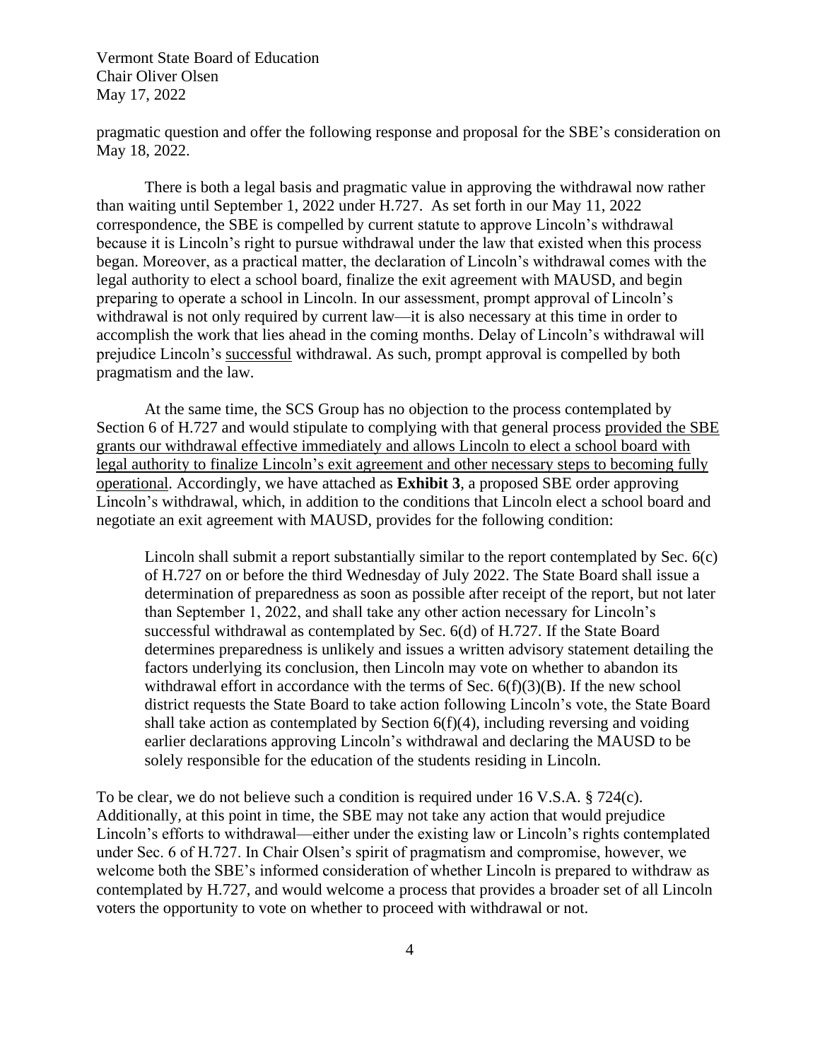pragmatic question and offer the following response and proposal for the SBE's consideration on May 18, 2022.

There is both a legal basis and pragmatic value in approving the withdrawal now rather than waiting until September 1, 2022 under H.727. As set forth in our May 11, 2022 correspondence, the SBE is compelled by current statute to approve Lincoln's withdrawal because it is Lincoln's right to pursue withdrawal under the law that existed when this process began. Moreover, as a practical matter, the declaration of Lincoln's withdrawal comes with the legal authority to elect a school board, finalize the exit agreement with MAUSD, and begin preparing to operate a school in Lincoln. In our assessment, prompt approval of Lincoln's withdrawal is not only required by current law—it is also necessary at this time in order to accomplish the work that lies ahead in the coming months. Delay of Lincoln's withdrawal will prejudice Lincoln's <u>successful</u> withdrawal. As such, prompt approval is compelled by both pragmatism and the law.

At the same time, the SCS Group has no objection to the process contemplated by Section 6 of H.727 and would stipulate to complying with that general process <u>provided the SBE grants our withdrawal effective immediately and allows Lincoln to elect a school board with legal authority to finalize Lincoln's exit agreement and other necessary steps to becoming fully operational</u>. Accordingly, we have attached as **Exhibit 3**, a proposed SBE order approving Lincoln's withdrawal, which, in addition to the conditions that Lincoln elect a school board and negotiate an exit agreement with MAUSD, provides for the following condition:

> Lincoln shall submit a report substantially similar to the report contemplated by Sec. 6(c) of H.727 on or before the third Wednesday of July 2022. The State Board shall issue a determination of preparedness as soon as possible after receipt of the report, but not later than September 1, 2022, and shall take any other action necessary for Lincoln's successful withdrawal as contemplated by Sec. 6(d) of H.727. If the State Board determines preparedness is unlikely and issues a written advisory statement detailing the factors underlying its conclusion, then Lincoln may vote on whether to abandon its withdrawal effort in accordance with the terms of Sec. 6(f)(3)(B). If the new school district requests the State Board to take action following Lincoln's vote, the State Board shall take action as contemplated by Section 6(f)(4), including reversing and voiding earlier declarations approving Lincoln's withdrawal and declaring the MAUSD to be solely responsible for the education of the students residing in Lincoln.

To be clear, we do not believe such a condition is required under 16 V.S.A. § 724(c). Additionally, at this point in time, the SBE may not take any action that would prejudice Lincoln's efforts to withdrawal—either under the existing law or Lincoln's rights contemplated under Sec. 6 of H.727. In Chair Olsen's spirit of pragmatism and compromise, however, we welcome both the SBE's informed consideration of whether Lincoln is prepared to withdraw as contemplated by H.727, and would welcome a process that provides a broader set of all Lincoln voters the opportunity to vote on whether to proceed with withdrawal or not.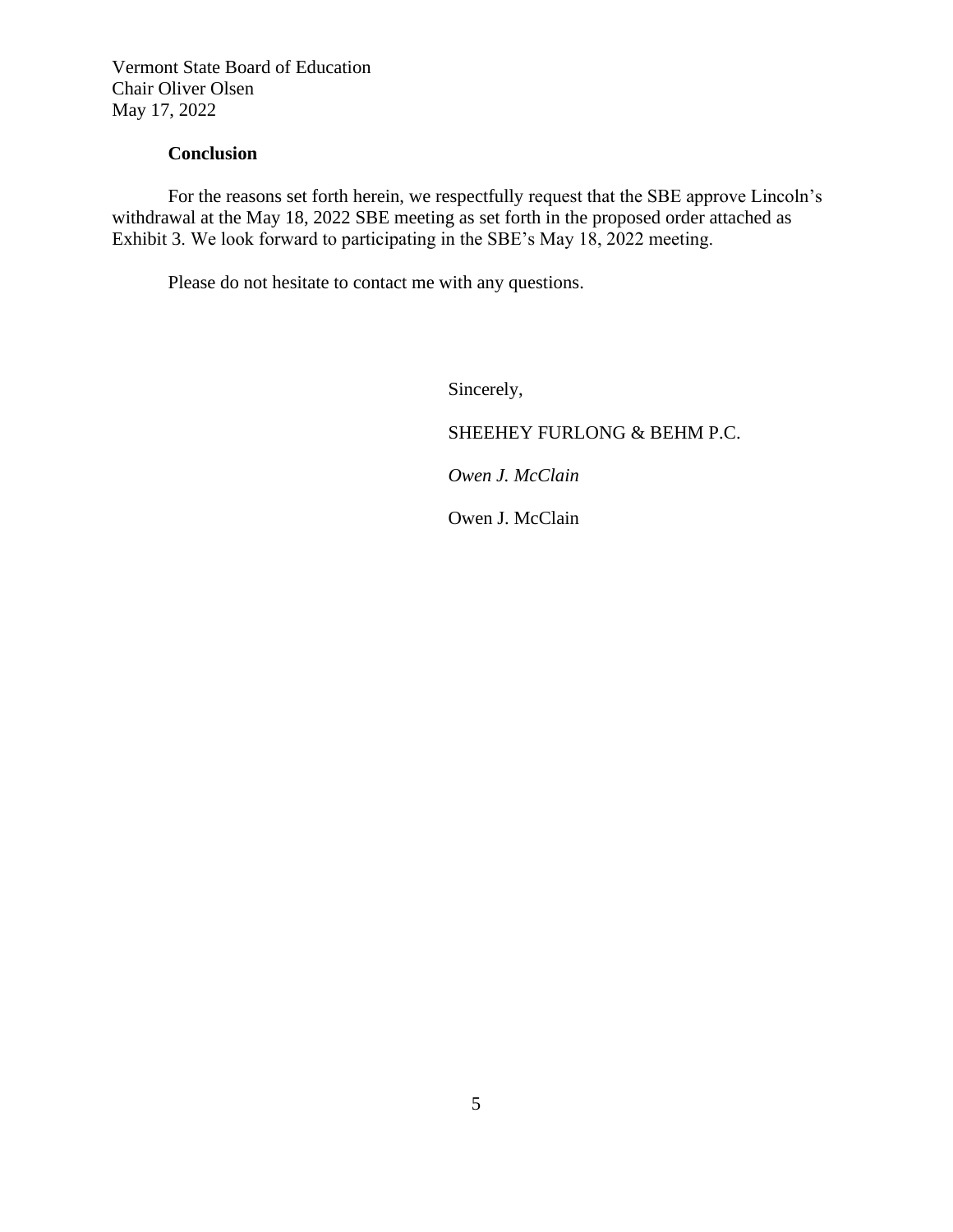**Conclusion**

For the reasons set forth herein, we respectfully request that the SBE approve Lincoln's withdrawal at the May 18, 2022 SBE meeting as set forth in the proposed order attached as Exhibit 3. We look forward to participating in the SBE's May 18, 2022 meeting.

Please do not hesitate to contact me with any questions.

Sincerely,

SHEEHEY FURLONG & BEHM P.C.

*Owen J. McClain*

Owen J. McClain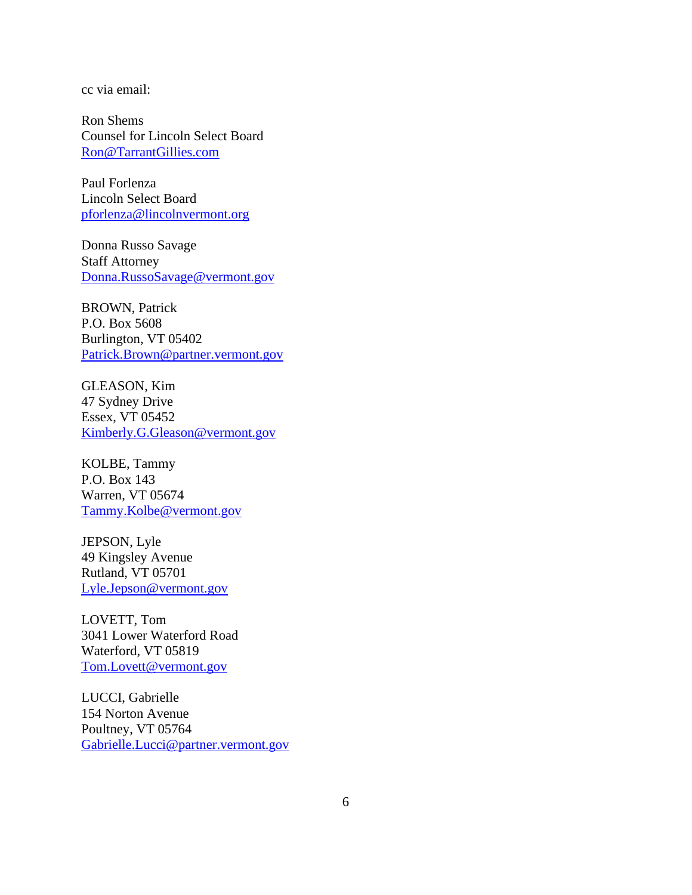cc via email:

Ron Shems  
Counsel for Lincoln Select Board  
Ron@TarrantGillies.com

Paul Forlenza  
Lincoln Select Board  
pforlenza@lincolnvermont.org

Donna Russo Savage  
Staff Attorney  
Donna.RussoSavage@vermont.gov

BROWN, Patrick  
P.O. Box 5608  
Burlington, VT 05402  
Patrick.Brown@partner.vermont.gov

GLEASON, Kim  
47 Sydney Drive  
Essex, VT 05452  
Kimberly.G.Gleason@vermont.gov

KOLBE, Tammy  
P.O. Box 143  
Warren, VT 05674  
Tammy.Kolbe@vermont.gov

JEPSON, Lyle  
49 Kingsley Avenue  
Rutland, VT 05701  
Lyle.Jepson@vermont.gov

LOVETT, Tom  
3041 Lower Waterford Road  
Waterford, VT 05819  
Tom.Lovett@vermont.gov

LUCCI, Gabrielle  
154 Norton Avenue  
Poultney, VT 05764  
Gabrielle.Lucci@partner.vermont.gov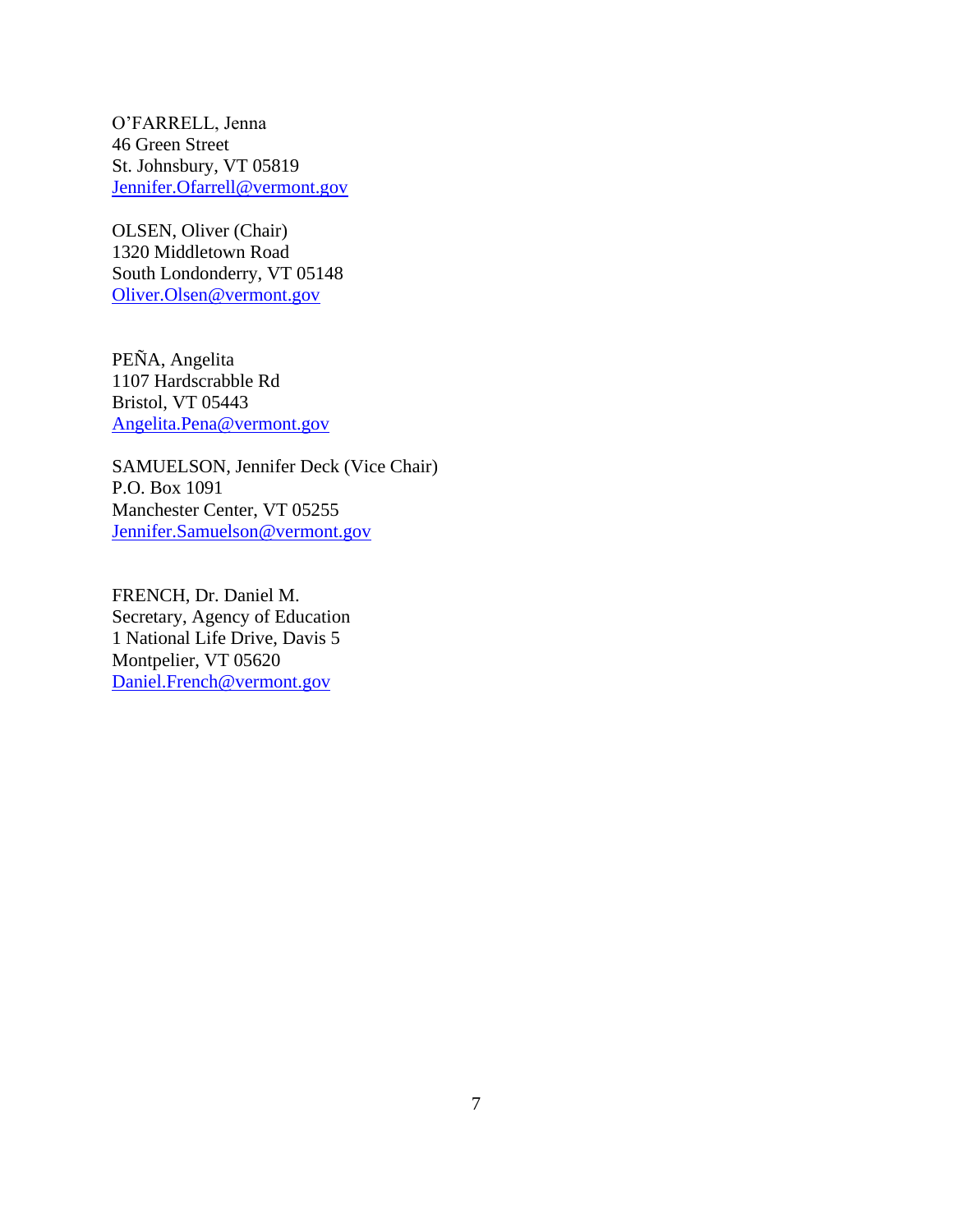O’FARRELL, Jenna
46 Green Street
St. Johnsbury, VT 05819
Jennifer.Ofarrell@vermont.gov

OLSEN, Oliver (Chair)
1320 Middletown Road
South Londonderry, VT 05148
Oliver.Olsen@vermont.gov

PEÑA, Angelita
1107 Hardscrabble Rd
Bristol, VT 05443
Angelita.Pena@vermont.gov

SAMUELSON, Jennifer Deck (Vice Chair)
P.O. Box 1091
Manchester Center, VT 05255
Jennifer.Samuelson@vermont.gov

FRENCH, Dr. Daniel M.
Secretary, Agency of Education
1 National Life Drive, Davis 5
Montpelier, VT 05620
Daniel.French@vermont.gov